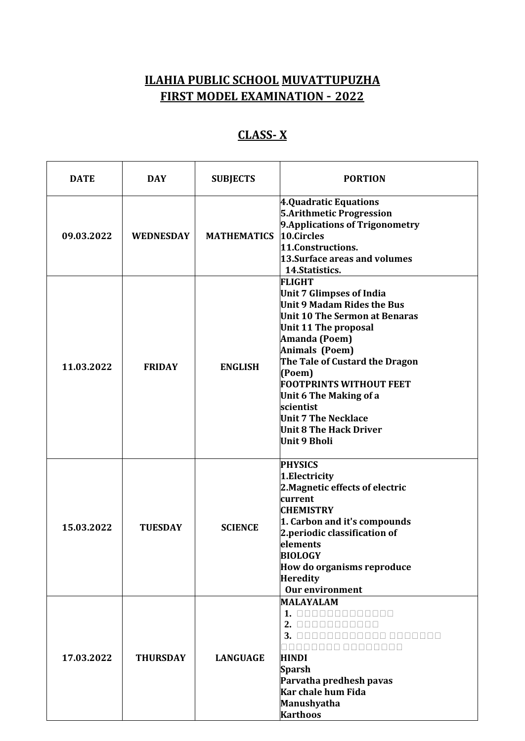# ILAHIA PUBLIC SCHOOL MUVATTUPUZHA
## FIRST MODEL EXAMINATION - 2022

## CLASS- X

| DATE | DAY | SUBJECTS | PORTION |
|---|---|---|---|
| 09.03.2022 | WEDNESDAY | MATHEMATICS | **4.Quadratic Equations**<br>**5.Arithmetic Progression**<br>**9.Applications of Trigonometry**<br>**10.Circles**<br>**11.Constructions.**<br>**13.Surface areas and volumes**<br>**14.Statistics.** |
| 11.03.2022 | FRIDAY | ENGLISH | **FLIGHT**<br>**Unit 7 Glimpses of India**<br>**Unit 9 Madam Rides the Bus**<br>**Unit 10 The Sermon at Benaras**<br>**Unit 11 The proposal**<br>**Amanda (Poem)**<br>**Animals (Poem)**<br>**The Tale of Custard the Dragon (Poem)**<br>**FOOTPRINTS WITHOUT FEET**<br>**Unit 6 The Making of a scientist**<br>**Unit 7 The Necklace**<br>**Unit 8 The Hack Driver**<br>**Unit 9 Bholi** |
| 15.03.2022 | TUESDAY | SCIENCE | **PHYSICS**<br>**1.Electricity**<br>**2.Magnetic effects of electric current**<br>**CHEMISTRY**<br>**1. Carbon and it's compounds**<br>**2.periodic classification of elements**<br>**BIOLOGY**<br>**How do organisms reproduce**<br>**Heredity**<br>**Our environment** |
| 17.03.2022 | THURSDAY | LANGUAGE | **MALAYALAM**<br>**1.** □□□□□□□□□□□□□□<br>**2.** □□□□□□□□□□□□<br>**3.** □□□□□□□□□□□□□ □□□□□□□□ □□□□□□□□□ □□□□□□□□□<br>**HINDI**<br>**Sparsh**<br>**Parvatha predhesh pavas**<br>**Kar chale hum Fida**<br>**Manushyatha**<br>**Karthoos** |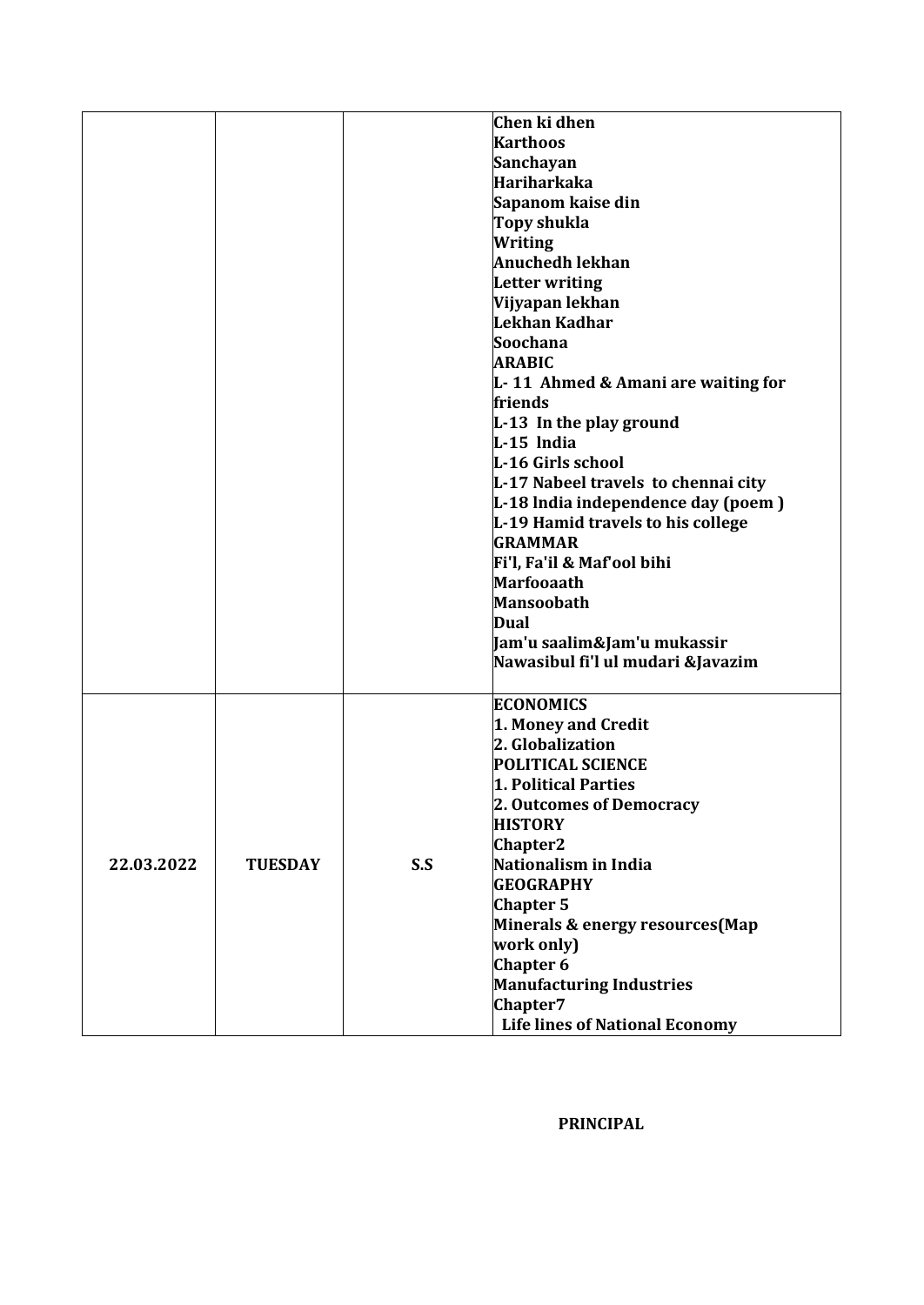| | | | |
|---|---|---|---|
| | | | **Chen ki dhen**<br>**Karthoos**<br>**Sanchayan**<br>**Hariharkaka**<br>**Sapanom kaise din**<br>**Topy shukla**<br>**Writing**<br>**Anuchedh lekhan**<br>**Letter writing**<br>**Vijyapan lekhan**<br>**Lekhan Kadhar**<br>**Soochana**<br>**ARABIC**<br>**L- 11 Ahmed & Amani are waiting for friends**<br>**L-13 In the play ground**<br>**L-15 lndia**<br>**L-16 Girls school**<br>**L-17 Nabeel travels to chennai city**<br>**L-18 lndia independence day (poem )**<br>**L-19 Hamid travels to his college**<br>**GRAMMAR**<br>**Fi'l, Fa'il & Maf'ool bihi**<br>**Marfooaath**<br>**Mansoobath**<br>**Dual**<br>**Jam'u saalim&Jam'u mukassir**<br>**Nawasibul fi'l ul mudari &Javazim** |
| **22.03.2022** | **TUESDAY** | **S.S** | **ECONOMICS**<br>**1. Money and Credit**<br>**2. Globalization**<br>**POLITICAL SCIENCE**<br>**1. Political Parties**<br>**2. Outcomes of Democracy**<br>**HISTORY**<br>**Chapter2**<br>**Nationalism in India**<br>**GEOGRAPHY**<br>**Chapter 5**<br>**Minerals & energy resources(Map work only)**<br>**Chapter 6**<br>**Manufacturing Industries**<br>**Chapter7**<br>**Life lines of National Economy** |

**PRINCIPAL**